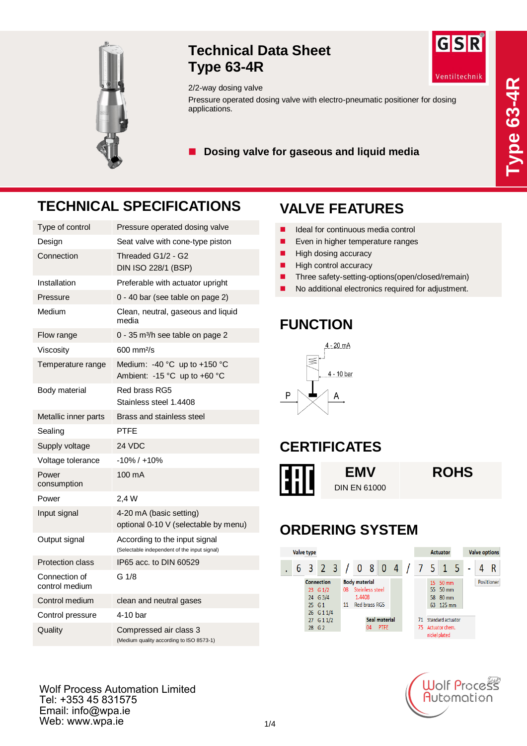# Technical Data Sheet
# Type 63-4R

2/2-way dosing valve

Pressure operated dosing valve with electro-pneumatic positioner for dosing applications.

- **Dosing valve for gaseous and liquid media**

## TECHNICAL SPECIFICATIONS

| | |
|---|---|
| Type of control | Pressure operated dosing valve |
| Design | Seat valve with cone-type piston |
| Connection | Threaded G1/2 - G2<br>DIN ISO 228/1 (BSP) |
| Installation | Preferable with actuator upright |
| Pressure | 0 - 40 bar (see table on page 2) |
| Medium | Clean, neutral, gaseous and liquid media |
| Flow range | 0 - 35 m³/h see table on page 2 |
| Viscosity | 600 mm²/s |
| Temperature range | Medium: -40 °C up to +150 °C<br>Ambient: -15 °C up to +60 °C |
| Body material | Red brass RG5<br>Stainless steel 1.4408 |
| Metallic inner parts | Brass and stainless steel |
| Sealing | PTFE |
| Supply voltage | 24 VDC |
| Voltage tolerance | -10% / +10% |
| Power consumption | 100 mA |
| Power | 2,4 W |
| Input signal | 4-20 mA (basic setting)<br>optional 0-10 V (selectable by menu) |
| Output signal | According to the input signal<br>(Selectable independent of the input signal) |
| Protection class | IP65 acc. to DIN 60529 |
| Connection of control medium | G 1/8 |
| Control medium | clean and neutral gases |
| Control pressure | 4-10 bar |
| Quality | Compressed air class 3<br>(Medium quality according to ISO 8573-1) |

## VALVE FEATURES

- Ideal for continuous media control
- Even in higher temperature ranges
- High dosing accuracy
- High control accuracy
- Three safety-setting-options(open/closed/remain)
- No additional electronics required for adjustment.

## FUNCTION

4 - 20 mA

4 - 10 bar

P A

## CERTIFICATES

EAC | **EMV** DIN EN 61000 | **ROHS**

## ORDERING SYSTEM

| Valve type | | | | | Actuator | | Valve options |
|---|---|---|---|---|---|---|---|
| . 6 3 2 3 | / | 0 8 | 0 4 | / | 7 5 | 1 5 | - 4 R |

**Connection**
- 23 G 1/2
- 24 G 3/4
- 25 G 1
- 26 G 1 1/4
- 27 G 1 1/2
- 28 G 2

**Body material**
- 08 Steinless steel 1.4408
- 11 Red brass RG5

**Seal material**
- 04 PTFE

**Actuator**
- 15 50 mm
- 55 50 mm
- 58 80 mm
- 63 125 mm

- 71 Standard actuator
- 75 Actuator chem. nickel plated

**Valve options**
- Positioner

Wolf Process Automation Limited
Tel: +353 45 831575
Email: info@wpa.ie
Web: www.wpa.ie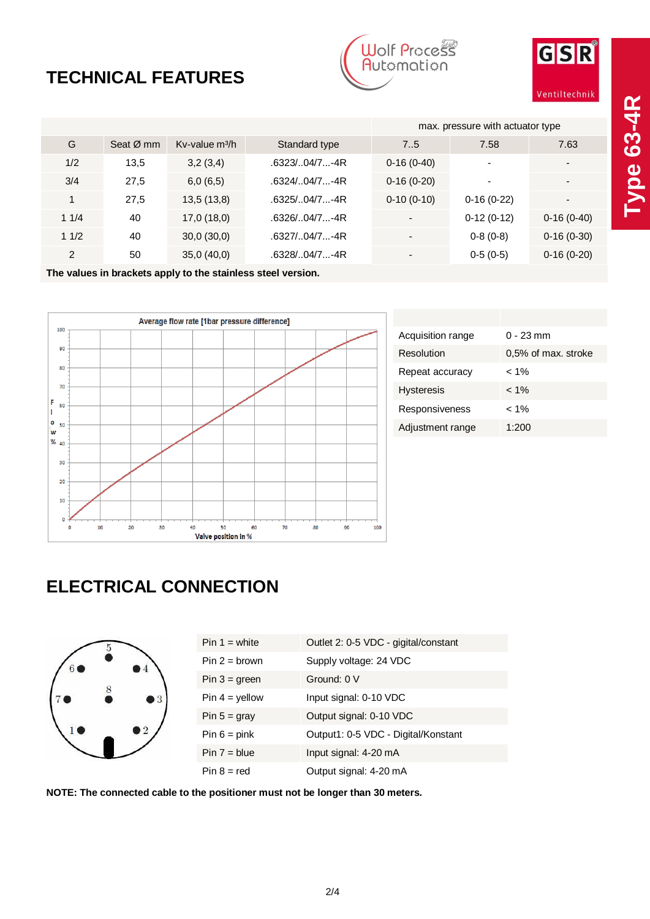# TECHNICAL FEATURES

| G | Seat Ø mm | Kv-value m³/h | Standard type | max. pressure with actuator type 7..5 | 7.58 | 7.63 |
|---|---|---|---|---|---|---|
| 1/2 | 13,5 | 3,2 (3,4) | .6323/..04/7...-4R | 0-16 (0-40) | - | - |
| 3/4 | 27,5 | 6,0 (6,5) | .6324/..04/7...-4R | 0-16 (0-20) | - | - |
| 1 | 27,5 | 13,5 (13,8) | .6325/..04/7...-4R | 0-10 (0-10) | 0-16 (0-22) | - |
| 1 1/4 | 40 | 17,0 (18,0) | .6326/..04/7...-4R | - | 0-12 (0-12) | 0-16 (0-40) |
| 1 1/2 | 40 | 30,0 (30,0) | .6327/..04/7...-4R | - | 0-8 (0-8) | 0-16 (0-30) |
| 2 | 50 | 35,0 (40,0) | .6328/..04/7...-4R | - | 0-5 (0-5) | 0-16 (0-20) |

**The values in brackets apply to the stainless steel version.**

Average flow rate [1bar pressure difference]

Valve position in %

| | |
|---|---|
| Acquisition range | 0 - 23 mm |
| Resolution | 0,5% of max. stroke |
| Repeat accuracy | < 1% |
| Hysteresis | < 1% |
| Responsiveness | < 1% |
| Adjustment range | 1:200 |

# ELECTRICAL CONNECTION

| | |
|---|---|
| Pin 1 = white | Outlet 2: 0-5 VDC - gigital/constant |
| Pin 2 = brown | Supply voltage: 24 VDC |
| Pin 3 = green | Ground: 0 V |
| Pin 4 = yellow | Input signal: 0-10 VDC |
| Pin 5 = gray | Output signal: 0-10 VDC |
| Pin 6 = pink | Output1: 0-5 VDC - Digital/Konstant |
| Pin 7 = blue | Input signal: 4-20 mA |
| Pin 8 = red | Output signal: 4-20 mA |

**NOTE: The connected cable to the positioner must not be longer than 30 meters.**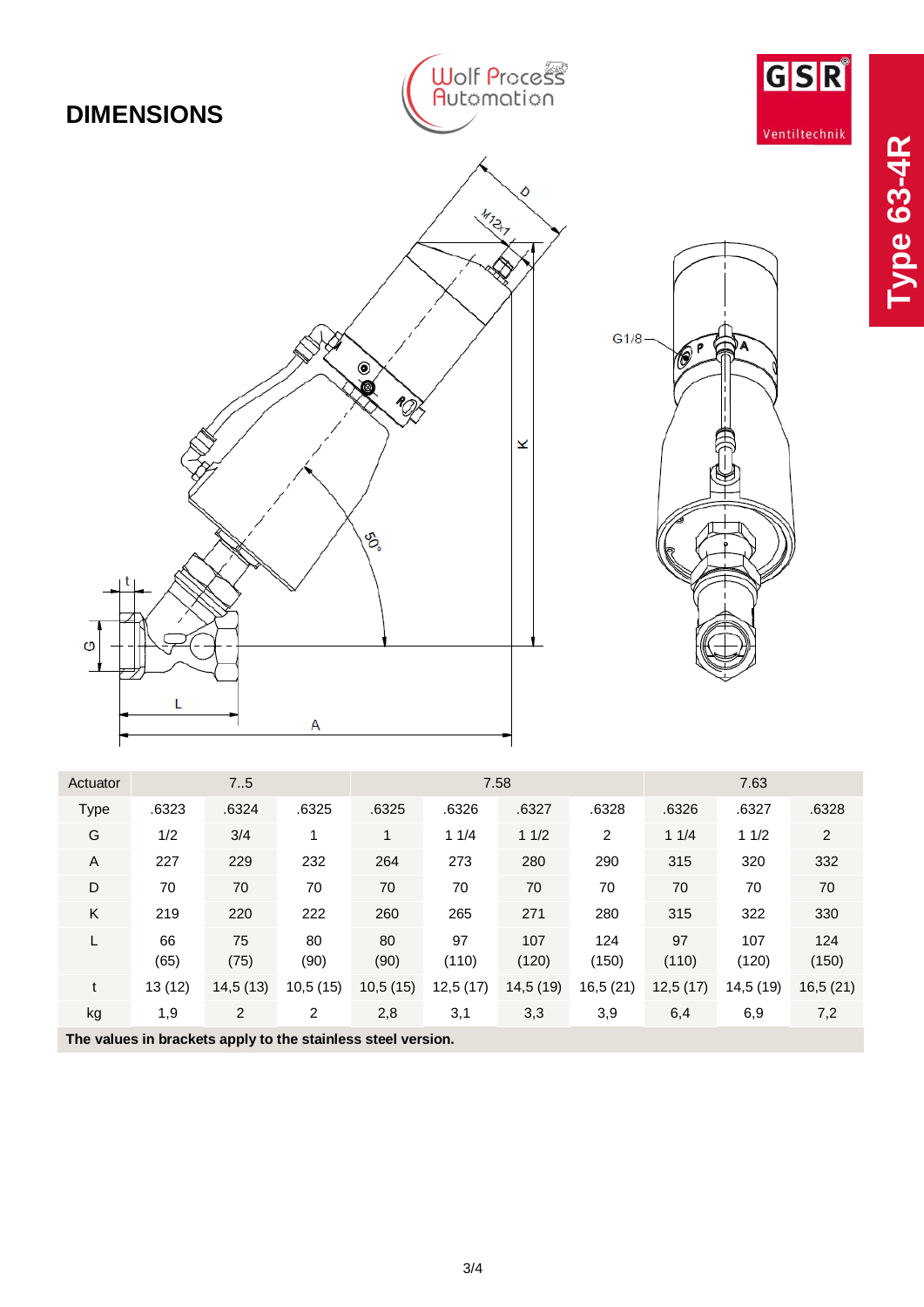## DIMENSIONS

Type 63-4R

| Actuator | 7..5 | | | 7.58 | | | | 7.63 | | |
|---|---|---|---|---|---|---|---|---|---|---|
| Type | .6323 | .6324 | .6325 | .6325 | .6326 | .6327 | .6328 | .6326 | .6327 | .6328 |
| G | 1/2 | 3/4 | 1 | 1 | 1 1/4 | 1 1/2 | 2 | 1 1/4 | 1 1/2 | 2 |
| A | 227 | 229 | 232 | 264 | 273 | 280 | 290 | 315 | 320 | 332 |
| D | 70 | 70 | 70 | 70 | 70 | 70 | 70 | 70 | 70 | 70 |
| K | 219 | 220 | 222 | 260 | 265 | 271 | 280 | 315 | 322 | 330 |
| L | 66 (65) | 75 (75) | 80 (90) | 80 (90) | 97 (110) | 107 (120) | 124 (150) | 97 (110) | 107 (120) | 124 (150) |
| t | 13 (12) | 14,5 (13) | 10,5 (15) | 10,5 (15) | 12,5 (17) | 14,5 (19) | 16,5 (21) | 12,5 (17) | 14,5 (19) | 16,5 (21) |
| kg | 1,9 | 2 | 2 | 2,8 | 3,1 | 3,3 | 3,9 | 6,4 | 6,9 | 7,2 |

**The values in brackets apply to the stainless steel version.**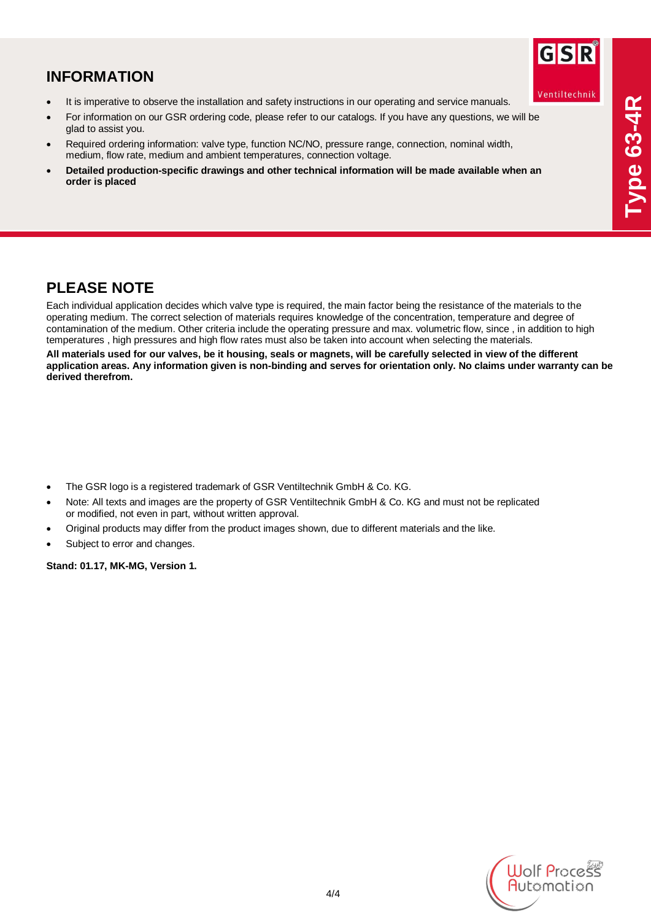## INFORMATION

- It is imperative to observe the installation and safety instructions in our operating and service manuals.
- For information on our GSR ordering code, please refer to our catalogs. If you have any questions, we will be glad to assist you.
- Required ordering information: valve type, function NC/NO, pressure range, connection, nominal width, medium, flow rate, medium and ambient temperatures, connection voltage.
- **Detailed production-specific drawings and other technical information will be made available when an order is placed**

## PLEASE NOTE

Each individual application decides which valve type is required, the main factor being the resistance of the materials to the operating medium. The correct selection of materials requires knowledge of the concentration, temperature and degree of contamination of the medium. Other criteria include the operating pressure and max. volumetric flow, since , in addition to high temperatures , high pressures and high flow rates must also be taken into account when selecting the materials.

**All materials used for our valves, be it housing, seals or magnets, will be carefully selected in view of the different application areas. Any information given is non-binding and serves for orientation only. No claims under warranty can be derived therefrom.**

- The GSR logo is a registered trademark of GSR Ventiltechnik GmbH & Co. KG.
- Note: All texts and images are the property of GSR Ventiltechnik GmbH & Co. KG and must not be replicated or modified, not even in part, without written approval.
- Original products may differ from the product images shown, due to different materials and the like.
- Subject to error and changes.

**Stand: 01.17, MK-MG, Version 1.**